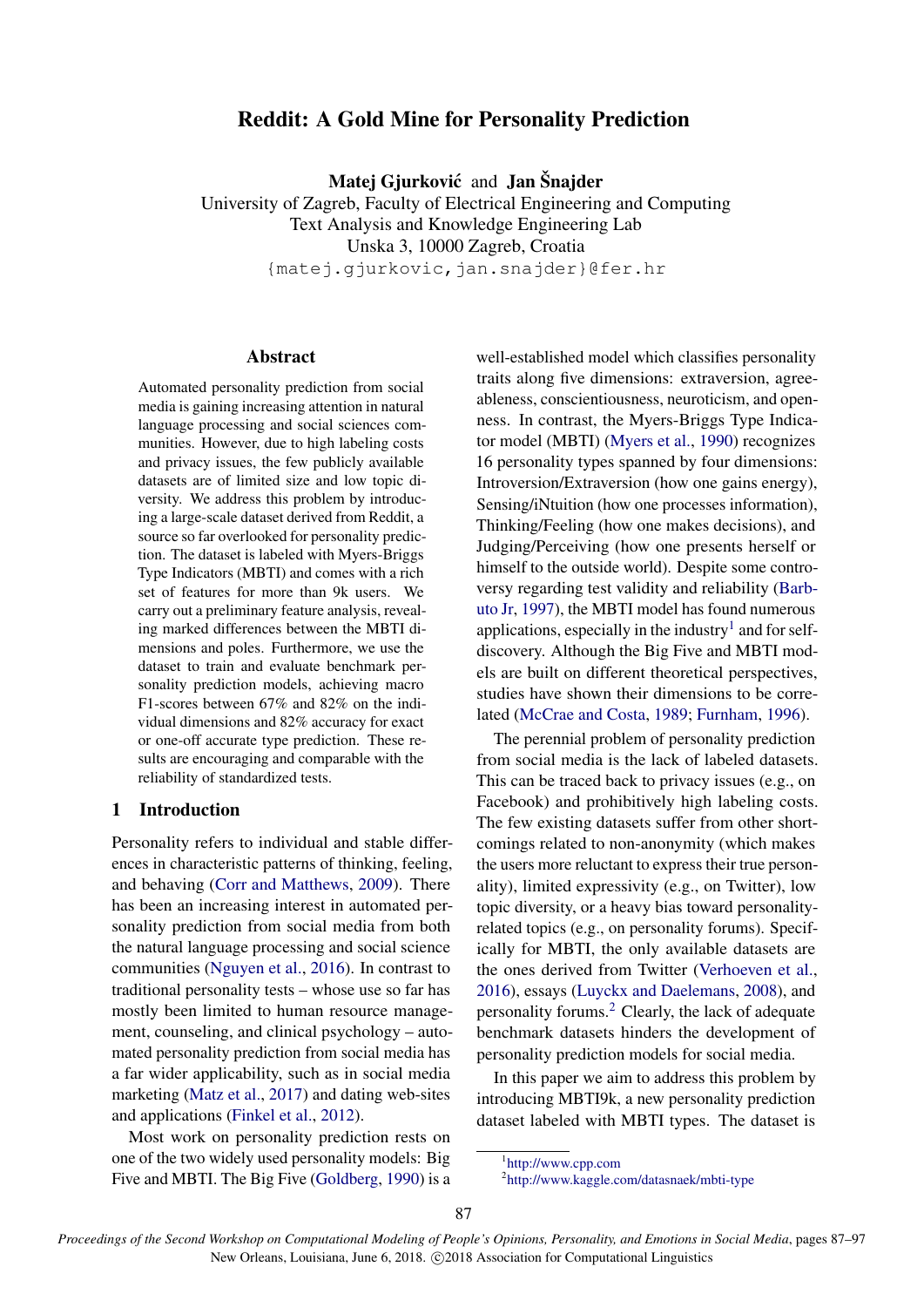# Reddit: A Gold Mine for Personality Prediction

**Matej Gjurković** and **Jan Šnajder**
University of Zagreb, Faculty of Electrical Engineering and Computing
Text Analysis and Knowledge Engineering Lab
Unska 3, 10000 Zagreb, Croatia
{matej.gjurkovic,jan.snajder}@fer.hr

## Abstract

Automated personality prediction from social media is gaining increasing attention in natural language processing and social sciences communities. However, due to high labeling costs and privacy issues, the few publicly available datasets are of limited size and low topic diversity. We address this problem by introducing a large-scale dataset derived from Reddit, a source so far overlooked for personality prediction. The dataset is labeled with Myers-Briggs Type Indicators (MBTI) and comes with a rich set of features for more than 9k users. We carry out a preliminary feature analysis, revealing marked differences between the MBTI dimensions and poles. Furthermore, we use the dataset to train and evaluate benchmark personality prediction models, achieving macro F1-scores between 67% and 82% on the individual dimensions and 82% accuracy for exact or one-off accurate type prediction. These results are encouraging and comparable with the reliability of standardized tests.

## 1 Introduction

Personality refers to individual and stable differences in characteristic patterns of thinking, feeling, and behaving (Corr and Matthews, 2009). There has been an increasing interest in automated personality prediction from social media from both the natural language processing and social science communities (Nguyen et al., 2016). In contrast to traditional personality tests – whose use so far has mostly been limited to human resource management, counseling, and clinical psychology – automated personality prediction from social media has a far wider applicability, such as in social media marketing (Matz et al., 2017) and dating web-sites and applications (Finkel et al., 2012).

Most work on personality prediction rests on one of the two widely used personality models: Big Five and MBTI. The Big Five (Goldberg, 1990) is a well-established model which classifies personality traits along five dimensions: extraversion, agreeableness, conscientiousness, neuroticism, and openness. In contrast, the Myers-Briggs Type Indicator model (MBTI) (Myers et al., 1990) recognizes 16 personality types spanned by four dimensions: Introversion/Extraversion (how one gains energy), Sensing/iNtuition (how one processes information), Thinking/Feeling (how one makes decisions), and Judging/Perceiving (how one presents herself or himself to the outside world). Despite some controversy regarding test validity and reliability (Barbuto Jr, 1997), the MBTI model has found numerous applications, especially in the industry[1] and for self-discovery. Although the Big Five and MBTI models are built on different theoretical perspectives, studies have shown their dimensions to be correlated (McCrae and Costa, 1989; Furnham, 1996).

The perennial problem of personality prediction from social media is the lack of labeled datasets. This can be traced back to privacy issues (e.g., on Facebook) and prohibitively high labeling costs. The few existing datasets suffer from other shortcomings related to non-anonymity (which makes the users more reluctant to express their true personality), limited expressivity (e.g., on Twitter), low topic diversity, or a heavy bias toward personality-related topics (e.g., on personality forums). Specifically for MBTI, the only available datasets are the ones derived from Twitter (Verhoeven et al., 2016), essays (Luyckx and Daelemans, 2008), and personality forums.[2] Clearly, the lack of adequate benchmark datasets hinders the development of personality prediction models for social media.

In this paper we aim to address this problem by introducing MBTI9k, a new personality prediction dataset labeled with MBTI types. The dataset is

[1] http://www.cpp.com

[2] http://www.kaggle.com/datasnaek/mbti-type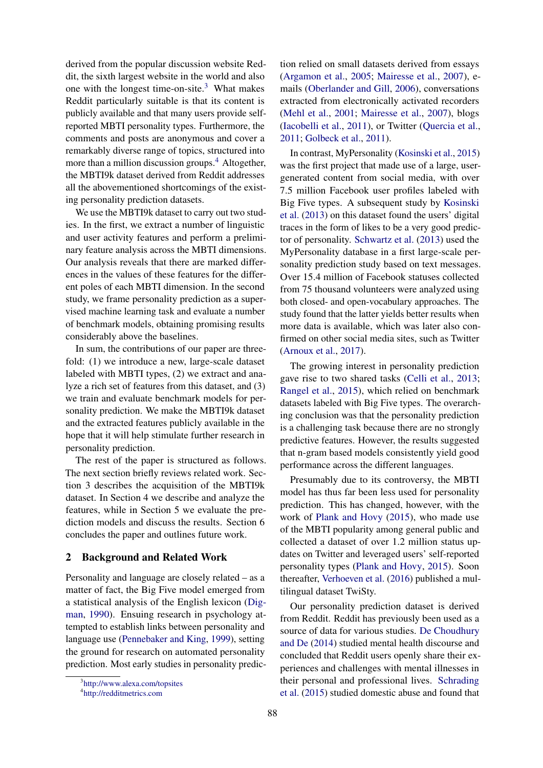derived from the popular discussion website Reddit, the sixth largest website in the world and also one with the longest time-on-site.[3] What makes Reddit particularly suitable is that its content is publicly available and that many users provide self-reported MBTI personality types. Furthermore, the comments and posts are anonymous and cover a remarkably diverse range of topics, structured into more than a million discussion groups.[4] Altogether, the MBTI9k dataset derived from Reddit addresses all the abovementioned shortcomings of the existing personality prediction datasets.

We use the MBTI9k dataset to carry out two studies. In the first, we extract a number of linguistic and user activity features and perform a preliminary feature analysis across the MBTI dimensions. Our analysis reveals that there are marked differences in the values of these features for the different poles of each MBTI dimension. In the second study, we frame personality prediction as a supervised machine learning task and evaluate a number of benchmark models, obtaining promising results considerably above the baselines.

In sum, the contributions of our paper are threefold: (1) we introduce a new, large-scale dataset labeled with MBTI types, (2) we extract and analyze a rich set of features from this dataset, and (3) we train and evaluate benchmark models for personality prediction. We make the MBTI9k dataset and the extracted features publicly available in the hope that it will help stimulate further research in personality prediction.

The rest of the paper is structured as follows. The next section briefly reviews related work. Section 3 describes the acquisition of the MBTI9k dataset. In Section 4 we describe and analyze the features, while in Section 5 we evaluate the prediction models and discuss the results. Section 6 concludes the paper and outlines future work.

## 2 Background and Related Work

Personality and language are closely related – as a matter of fact, the Big Five model emerged from a statistical analysis of the English lexicon (Digman, 1990). Ensuing research in psychology attempted to establish links between personality and language use (Pennebaker and King, 1999), setting the ground for research on automated personality prediction. Most early studies in personality prediction relied on small datasets derived from essays (Argamon et al., 2005; Mairesse et al., 2007), e-mails (Oberlander and Gill, 2006), conversations extracted from electronically activated recorders (Mehl et al., 2001; Mairesse et al., 2007), blogs (Iacobelli et al., 2011), or Twitter (Quercia et al., 2011; Golbeck et al., 2011).

In contrast, MyPersonality (Kosinski et al., 2015) was the first project that made use of a large, user-generated content from social media, with over 7.5 million Facebook user profiles labeled with Big Five types. A subsequent study by Kosinski et al. (2013) on this dataset found the users' digital traces in the form of likes to be a very good predictor of personality. Schwartz et al. (2013) used the MyPersonality database in a first large-scale personality prediction study based on text messages. Over 15.4 million of Facebook statuses collected from 75 thousand volunteers were analyzed using both closed- and open-vocabulary approaches. The study found that the latter yields better results when more data is available, which was later also confirmed on other social media sites, such as Twitter (Arnoux et al., 2017).

The growing interest in personality prediction gave rise to two shared tasks (Celli et al., 2013; Rangel et al., 2015), which relied on benchmark datasets labeled with Big Five types. The overarching conclusion was that the personality prediction is a challenging task because there are no strongly predictive features. However, the results suggested that n-gram based models consistently yield good performance across the different languages.

Presumably due to its controversy, the MBTI model has thus far been less used for personality prediction. This has changed, however, with the work of Plank and Hovy (2015), who made use of the MBTI popularity among general public and collected a dataset of over 1.2 million status updates on Twitter and leveraged users' self-reported personality types (Plank and Hovy, 2015). Soon thereafter, Verhoeven et al. (2016) published a multilingual dataset TwiSty.

Our personality prediction dataset is derived from Reddit. Reddit has previously been used as a source of data for various studies. De Choudhury and De (2014) studied mental health discourse and concluded that Reddit users openly share their experiences and challenges with mental illnesses in their personal and professional lives. Schrading et al. (2015) studied domestic abuse and found that

[3] http://www.alexa.com/topsites

[4] http://redditmetrics.com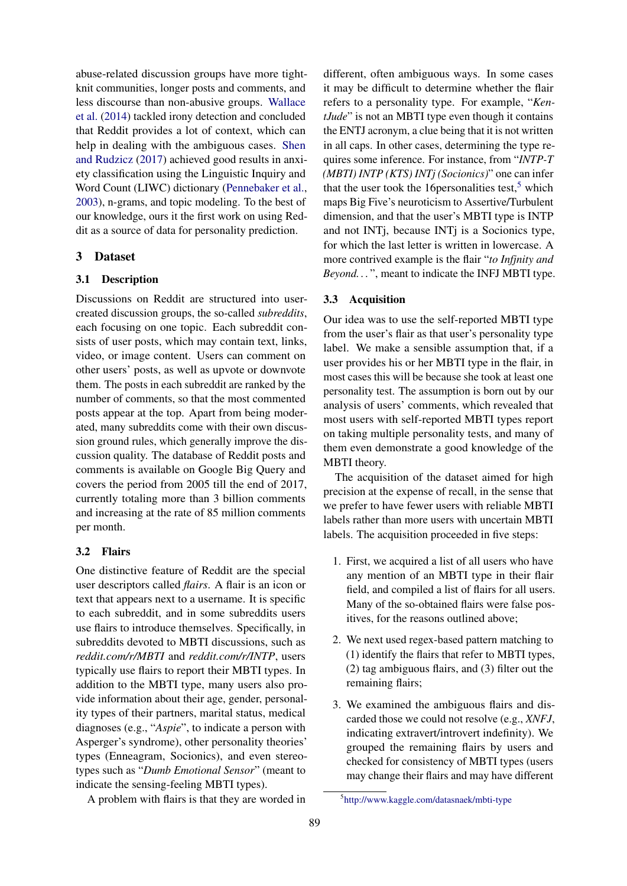abuse-related discussion groups have more tight-knit communities, longer posts and comments, and less discourse than non-abusive groups. Wallace et al. (2014) tackled irony detection and concluded that Reddit provides a lot of context, which can help in dealing with the ambiguous cases. Shen and Rudzicz (2017) achieved good results in anxiety classification using the Linguistic Inquiry and Word Count (LIWC) dictionary (Pennebaker et al., 2003), n-grams, and topic modeling. To the best of our knowledge, ours it the first work on using Reddit as a source of data for personality prediction.

## 3 Dataset

### 3.1 Description

Discussions on Reddit are structured into user-created discussion groups, the so-called *subreddits*, each focusing on one topic. Each subreddit consists of user posts, which may contain text, links, video, or image content. Users can comment on other users' posts, as well as upvote or downvote them. The posts in each subreddit are ranked by the number of comments, so that the most commented posts appear at the top. Apart from being moderated, many subreddits come with their own discussion ground rules, which generally improve the discussion quality. The database of Reddit posts and comments is available on Google Big Query and covers the period from 2005 till the end of 2017, currently totaling more than 3 billion comments and increasing at the rate of 85 million comments per month.

### 3.2 Flairs

One distinctive feature of Reddit are the special user descriptors called *flairs*. A flair is an icon or text that appears next to a username. It is specific to each subreddit, and in some subreddits users use flairs to introduce themselves. Specifically, in subreddits devoted to MBTI discussions, such as *reddit.com/r/MBTI* and *reddit.com/r/INTP*, users typically use flairs to report their MBTI types. In addition to the MBTI type, many users also provide information about their age, gender, personality types of their partners, marital status, medical diagnoses (e.g., "*Aspie*", to indicate a person with Asperger's syndrome), other personality theories' types (Enneagram, Socionics), and even stereotypes such as "*Dumb Emotional Sensor*" (meant to indicate the sensing-feeling MBTI types).

A problem with flairs is that they are worded in different, often ambiguous ways. In some cases it may be difficult to determine whether the flair refers to a personality type. For example, "*KentJude*" is not an MBTI type even though it contains the ENTJ acronym, a clue being that it is not written in all caps. In other cases, determining the type requires some inference. For instance, from "*INTP-T (MBTI) INTP (KTS) INTj (Socionics)*" one can infer that the user took the 16personalities test,[5] which maps Big Five's neuroticism to Assertive/Turbulent dimension, and that the user's MBTI type is INTP and not INTj, because INTj is a Socionics type, for which the last letter is written in lowercase. A more contrived example is the flair "*to Infjnity and Beyond...*", meant to indicate the INFJ MBTI type.

### 3.3 Acquisition

Our idea was to use the self-reported MBTI type from the user's flair as that user's personality type label. We make a sensible assumption that, if a user provides his or her MBTI type in the flair, in most cases this will be because she took at least one personality test. The assumption is born out by our analysis of users' comments, which revealed that most users with self-reported MBTI types report on taking multiple personality tests, and many of them even demonstrate a good knowledge of the MBTI theory.

The acquisition of the dataset aimed for high precision at the expense of recall, in the sense that we prefer to have fewer users with reliable MBTI labels rather than more users with uncertain MBTI labels. The acquisition proceeded in five steps:

1. First, we acquired a list of all users who have any mention of an MBTI type in their flair field, and compiled a list of flairs for all users. Many of the so-obtained flairs were false positives, for the reasons outlined above;

2. We next used regex-based pattern matching to (1) identify the flairs that refer to MBTI types, (2) tag ambiguous flairs, and (3) filter out the remaining flairs;

3. We examined the ambiguous flairs and discarded those we could not resolve (e.g., *XNFJ*, indicating extravert/introvert indefinity). We grouped the remaining flairs by users and checked for consistency of MBTI types (users may change their flairs and may have different

[5] http://www.kaggle.com/datasnaek/mbti-type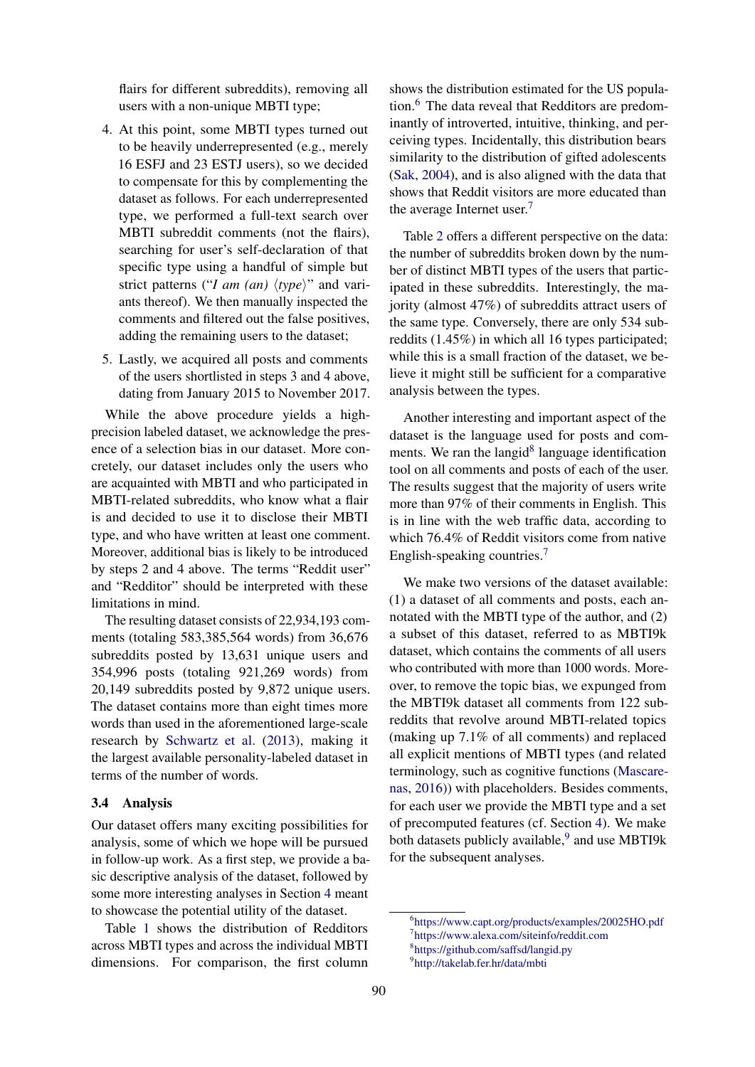flairs for different subreddits), removing all users with a non-unique MBTI type;

4. At this point, some MBTI types turned out to be heavily underrepresented (e.g., merely 16 ESFJ and 23 ESTJ users), so we decided to compensate for this by complementing the dataset as follows. For each underrepresented type, we performed a full-text search over MBTI subreddit comments (not the flairs), searching for user's self-declaration of that specific type using a handful of simple but strict patterns ("*I am (an)* ⟨*type*⟩" and variants thereof). We then manually inspected the comments and filtered out the false positives, adding the remaining users to the dataset;

5. Lastly, we acquired all posts and comments of the users shortlisted in steps 3 and 4 above, dating from January 2015 to November 2017.

While the above procedure yields a high-precision labeled dataset, we acknowledge the presence of a selection bias in our dataset. More concretely, our dataset includes only the users who are acquainted with MBTI and who participated in MBTI-related subreddits, who know what a flair is and decided to use it to disclose their MBTI type, and who have written at least one comment. Moreover, additional bias is likely to be introduced by steps 2 and 4 above. The terms "Reddit user" and "Redditor" should be interpreted with these limitations in mind.

The resulting dataset consists of 22,934,193 comments (totaling 583,385,564 words) from 36,676 subreddits posted by 13,631 unique users and 354,996 posts (totaling 921,269 words) from 20,149 subreddits posted by 9,872 unique users. The dataset contains more than eight times more words than used in the aforementioned large-scale research by Schwartz et al. (2013), making it the largest available personality-labeled dataset in terms of the number of words.

### 3.4 Analysis

Our dataset offers many exciting possibilities for analysis, some of which we hope will be pursued in follow-up work. As a first step, we provide a basic descriptive analysis of the dataset, followed by some more interesting analyses in Section 4 meant to showcase the potential utility of the dataset.

Table 1 shows the distribution of Redditors across MBTI types and across the individual MBTI dimensions. For comparison, the first column shows the distribution estimated for the US population.[6] The data reveal that Redditors are predominantly of introverted, intuitive, thinking, and perceiving types. Incidentally, this distribution bears similarity to the distribution of gifted adolescents (Sak, 2004), and is also aligned with the data that shows that Reddit visitors are more educated than the average Internet user.[7]

Table 2 offers a different perspective on the data: the number of subreddits broken down by the number of distinct MBTI types of the users that participated in these subreddits. Interestingly, the majority (almost 47%) of subreddits attract users of the same type. Conversely, there are only 534 subreddits (1.45%) in which all 16 types participated; while this is a small fraction of the dataset, we believe it might still be sufficient for a comparative analysis between the types.

Another interesting and important aspect of the dataset is the language used for posts and comments. We ran the langid[8] language identification tool on all comments and posts of each of the user. The results suggest that the majority of users write more than 97% of their comments in English. This is in line with the web traffic data, according to which 76.4% of Reddit visitors come from native English-speaking countries.[7]

We make two versions of the dataset available: (1) a dataset of all comments and posts, each annotated with the MBTI type of the author, and (2) a subset of this dataset, referred to as MBTI9k dataset, which contains the comments of all users who contributed with more than 1000 words. Moreover, to remove the topic bias, we expunged from the MBTI9k dataset all comments from 122 subreddits that revolve around MBTI-related topics (making up 7.1% of all comments) and replaced all explicit mentions of MBTI types (and related terminology, such as cognitive functions (Mascarenas, 2016)) with placeholders. Besides comments, for each user we provide the MBTI type and a set of precomputed features (cf. Section 4). We make both datasets publicly available,[9] and use MBTI9k for the subsequent analyses.

[6] https://www.capt.org/products/examples/20025HO.pdf
[7] https://www.alexa.com/siteinfo/reddit.com
[8] https://github.com/saffsd/langid.py
[9] http://takelab.fer.hr/data/mbti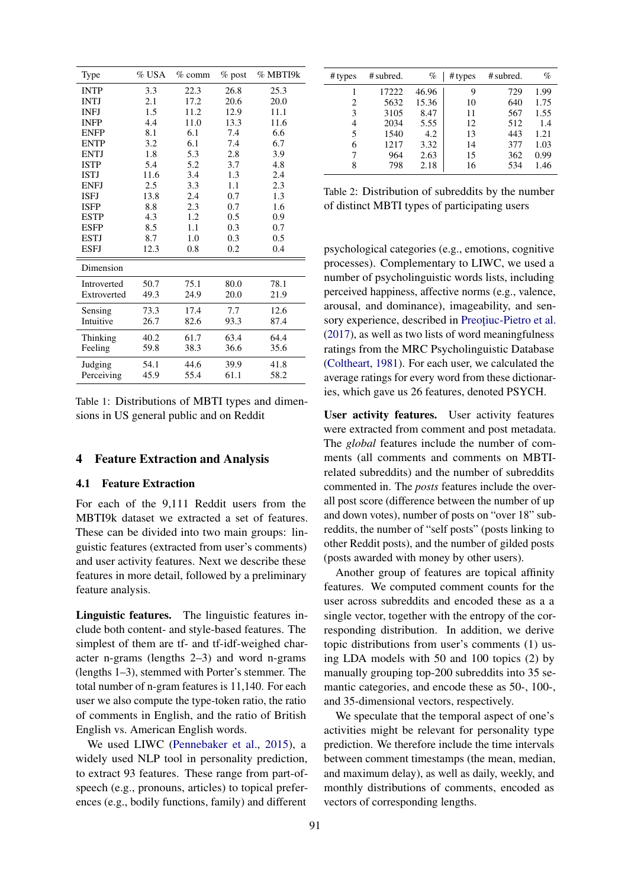| Type | % USA | % comm | % post | % MBTI9k |
|---|---|---|---|---|
| INTP | 3.3 | 22.3 | 26.8 | 25.3 |
| INTJ | 2.1 | 17.2 | 20.6 | 20.0 |
| INFJ | 1.5 | 11.2 | 12.9 | 11.1 |
| INFP | 4.4 | 11.0 | 13.3 | 11.6 |
| ENFP | 8.1 | 6.1 | 7.4 | 6.6 |
| ENTP | 3.2 | 6.1 | 7.4 | 6.7 |
| ENTJ | 1.8 | 5.3 | 2.8 | 3.9 |
| ISTP | 5.4 | 5.2 | 3.7 | 4.8 |
| ISTJ | 11.6 | 3.4 | 1.3 | 2.4 |
| ENFJ | 2.5 | 3.3 | 1.1 | 2.3 |
| ISFJ | 13.8 | 2.4 | 0.7 | 1.3 |
| ISFP | 8.8 | 2.3 | 0.7 | 1.6 |
| ESTP | 4.3 | 1.2 | 0.5 | 0.9 |
| ESFP | 8.5 | 1.1 | 0.3 | 0.7 |
| ESTJ | 8.7 | 1.0 | 0.3 | 0.5 |
| ESFJ | 12.3 | 0.8 | 0.2 | 0.4 |
| Dimension | | | | |
| Introverted | 50.7 | 75.1 | 80.0 | 78.1 |
| Extroverted | 49.3 | 24.9 | 20.0 | 21.9 |
| Sensing | 73.3 | 17.4 | 7.7 | 12.6 |
| Intuitive | 26.7 | 82.6 | 93.3 | 87.4 |
| Thinking | 40.2 | 61.7 | 63.4 | 64.4 |
| Feeling | 59.8 | 38.3 | 36.6 | 35.6 |
| Judging | 54.1 | 44.6 | 39.9 | 41.8 |
| Perceiving | 45.9 | 55.4 | 61.1 | 58.2 |

Table 1: Distributions of MBTI types and dimensions in US general public and on Reddit

## 4 Feature Extraction and Analysis

### 4.1 Feature Extraction

For each of the 9,111 Reddit users from the MBTI9k dataset we extracted a set of features. These can be divided into two main groups: linguistic features (extracted from user's comments) and user activity features. Next we describe these features in more detail, followed by a preliminary feature analysis.

**Linguistic features.** The linguistic features include both content- and style-based features. The simplest of them are tf- and tf-idf-weighed character n-grams (lengths 2–3) and word n-grams (lengths 1–3), stemmed with Porter's stemmer. The total number of n-gram features is 11,140. For each user we also compute the type-token ratio, the ratio of comments in English, and the ratio of British English vs. American English words.

We used LIWC (Pennebaker et al., 2015), a widely used NLP tool in personality prediction, to extract 93 features. These range from part-of-speech (e.g., pronouns, articles) to topical preferences (e.g., bodily functions, family) and different psychological categories (e.g., emotions, cognitive processes). Complementary to LIWC, we used a number of psycholinguistic words lists, including perceived happiness, affective norms (e.g., valence, arousal, and dominance), imageability, and sensory experience, described in Preoţiuc-Pietro et al. (2017), as well as two lists of word meaningfulness ratings from the MRC Psycholinguistic Database (Coltheart, 1981). For each user, we calculated the average ratings for every word from these dictionaries, which gave us 26 features, denoted PSYCH.

| # types | # subred. | % | # types | # subred. | % |
|---|---|---|---|---|---|
| 1 | 17222 | 46.96 | 9 | 729 | 1.99 |
| 2 | 5632 | 15.36 | 10 | 640 | 1.75 |
| 3 | 3105 | 8.47 | 11 | 567 | 1.55 |
| 4 | 2034 | 5.55 | 12 | 512 | 1.4 |
| 5 | 1540 | 4.2 | 13 | 443 | 1.21 |
| 6 | 1217 | 3.32 | 14 | 377 | 1.03 |
| 7 | 964 | 2.63 | 15 | 362 | 0.99 |
| 8 | 798 | 2.18 | 16 | 534 | 1.46 |

Table 2: Distribution of subreddits by the number of distinct MBTI types of participating users

**User activity features.** User activity features were extracted from comment and post metadata. The *global* features include the number of comments (all comments and comments on MBTI-related subreddits) and the number of subreddits commented in. The *posts* features include the overall post score (difference between the number of up and down votes), number of posts on "over 18" subreddits, the number of "self posts" (posts linking to other Reddit posts), and the number of gilded posts (posts awarded with money by other users).

Another group of features are topical affinity features. We computed comment counts for the user across subreddits and encoded these as a a single vector, together with the entropy of the corresponding distribution. In addition, we derive topic distributions from user's comments (1) using LDA models with 50 and 100 topics (2) by manually grouping top-200 subreddits into 35 semantic categories, and encode these as 50-, 100-, and 35-dimensional vectors, respectively.

We speculate that the temporal aspect of one's activities might be relevant for personality type prediction. We therefore include the time intervals between comment timestamps (the mean, median, and maximum delay), as well as daily, weekly, and monthly distributions of comments, encoded as vectors of corresponding lengths.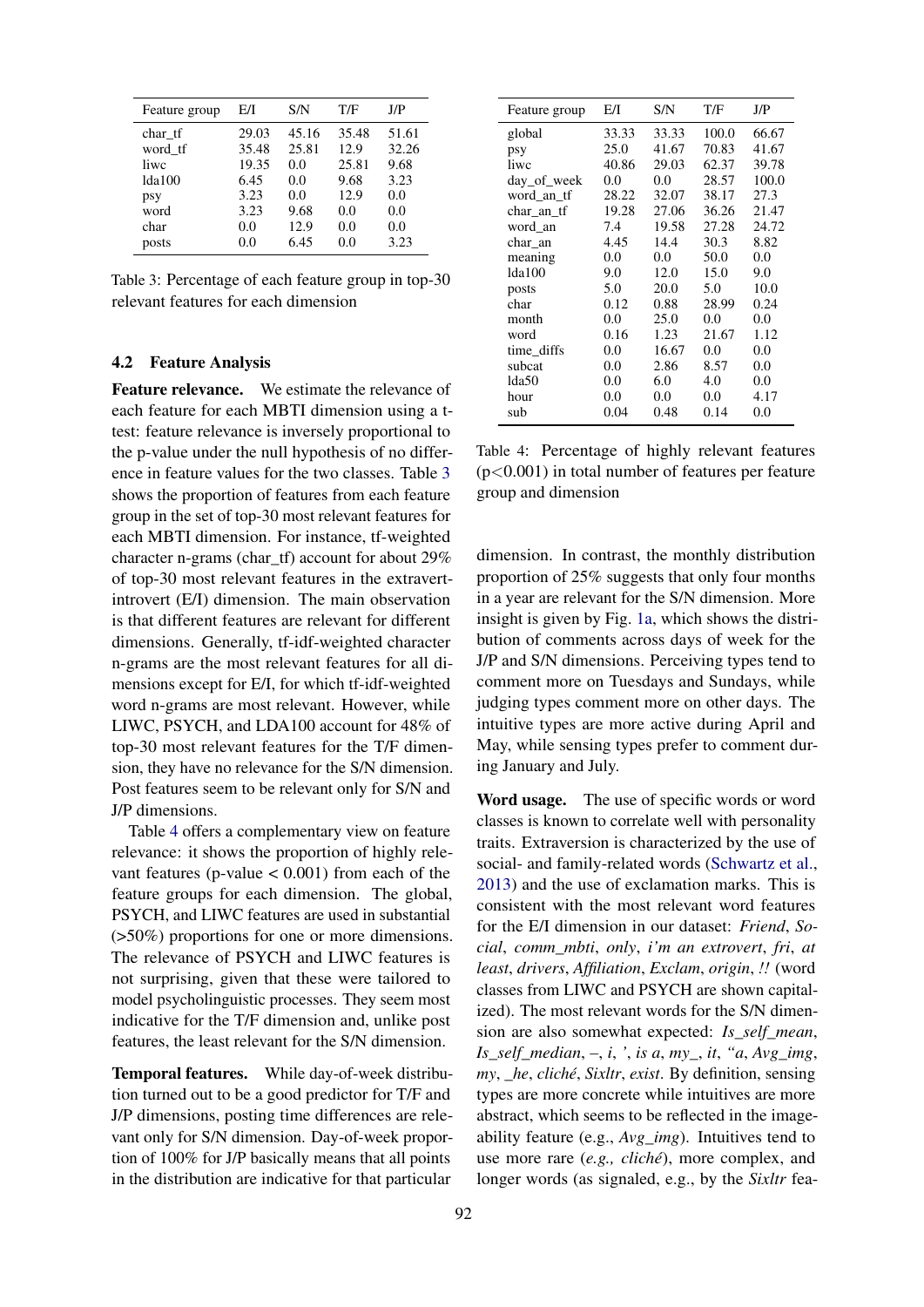| Feature group | E/I | S/N | T/F | J/P |
|---|---|---|---|---|
| char_tf | 29.03 | 45.16 | 35.48 | 51.61 |
| word_tf | 35.48 | 25.81 | 12.9 | 32.26 |
| liwc | 19.35 | 0.0 | 25.81 | 9.68 |
| lda100 | 6.45 | 0.0 | 9.68 | 3.23 |
| psy | 3.23 | 0.0 | 12.9 | 0.0 |
| word | 3.23 | 9.68 | 0.0 | 0.0 |
| char | 0.0 | 12.9 | 0.0 | 0.0 |
| posts | 0.0 | 6.45 | 0.0 | 3.23 |

Table 3: Percentage of each feature group in top-30 relevant features for each dimension

### 4.2 Feature Analysis

**Feature relevance.** We estimate the relevance of each feature for each MBTI dimension using a t-test: feature relevance is inversely proportional to the p-value under the null hypothesis of no difference in feature values for the two classes. Table 3 shows the proportion of features from each feature group in the set of top-30 most relevant features for each MBTI dimension. For instance, tf-weighted character n-grams (char_tf) account for about 29% of top-30 most relevant features in the extravert-introvert (E/I) dimension. The main observation is that different features are relevant for different dimensions. Generally, tf-idf-weighted character n-grams are the most relevant features for all dimensions except for E/I, for which tf-idf-weighted word n-grams are most relevant. However, while LIWC, PSYCH, and LDA100 account for 48% of top-30 most relevant features for the T/F dimension, they have no relevance for the S/N dimension. Post features seem to be relevant only for S/N and J/P dimensions.

Table 4 offers a complementary view on feature relevance: it shows the proportion of highly relevant features (p-value < 0.001) from each of the feature groups for each dimension. The global, PSYCH, and LIWC features are used in substantial (>50%) proportions for one or more dimensions. The relevance of PSYCH and LIWC features is not surprising, given that these were tailored to model psycholinguistic processes. They seem most indicative for the T/F dimension and, unlike post features, the least relevant for the S/N dimension.

**Temporal features.** While day-of-week distribution turned out to be a good predictor for T/F and J/P dimensions, posting time differences are relevant only for S/N dimension. Day-of-week proportion of 100% for J/P basically means that all points in the distribution are indicative for that particular dimension. In contrast, the monthly distribution proportion of 25% suggests that only four months in a year are relevant for the S/N dimension. More insight is given by Fig. 1a, which shows the distribution of comments across days of week for the J/P and S/N dimensions. Perceiving types tend to comment more on Tuesdays and Sundays, while judging types comment more on other days. The intuitive types are more active during April and May, while sensing types prefer to comment during January and July.

| Feature group | E/I | S/N | T/F | J/P |
|---|---|---|---|---|
| global | 33.33 | 33.33 | 100.0 | 66.67 |
| psy | 25.0 | 41.67 | 70.83 | 41.67 |
| liwc | 40.86 | 29.03 | 62.37 | 39.78 |
| day_of_week | 0.0 | 0.0 | 28.57 | 100.0 |
| word_an_tf | 28.22 | 32.07 | 38.17 | 27.3 |
| char_an_tf | 19.28 | 27.06 | 36.26 | 21.47 |
| word_an | 7.4 | 19.58 | 27.28 | 24.72 |
| char_an | 4.45 | 14.4 | 30.3 | 8.82 |
| meaning | 0.0 | 0.0 | 50.0 | 0.0 |
| lda100 | 9.0 | 12.0 | 15.0 | 9.0 |
| posts | 5.0 | 20.0 | 5.0 | 10.0 |
| char | 0.12 | 0.88 | 28.99 | 0.24 |
| month | 0.0 | 25.0 | 0.0 | 0.0 |
| word | 0.16 | 1.23 | 21.67 | 1.12 |
| time_diffs | 0.0 | 16.67 | 0.0 | 0.0 |
| subcat | 0.0 | 2.86 | 8.57 | 0.0 |
| lda50 | 0.0 | 6.0 | 4.0 | 0.0 |
| hour | 0.0 | 0.0 | 0.0 | 4.17 |
| sub | 0.04 | 0.48 | 0.14 | 0.0 |

Table 4: Percentage of highly relevant features ($p<0.001$) in total number of features per feature group and dimension

**Word usage.** The use of specific words or word classes is known to correlate well with personality traits. Extraversion is characterized by the use of social- and family-related words (Schwartz et al., 2013) and the use of exclamation marks. This is consistent with the most relevant word features for the E/I dimension in our dataset: *Friend*, *Social*, *comm_mbti*, *only*, *i'm an extrovert*, *fri*, *at least*, *drivers*, *Affiliation*, *Exclam*, *origin*, *!!* (word classes from LIWC and PSYCH are shown capitalized). The most relevant words for the S/N dimension are also somewhat expected: *Is_self_mean*, *Is_self_median*, *–*, *i*, *'*, *is a*, *my_*, *it*, *"a*, *Avg_img*, *my*, *_he*, *cliché*, *Sixltr*, *exist*. By definition, sensing types are more concrete while intuitives are more abstract, which seems to be reflected in the imageability feature (e.g., *Avg_img*). Intuitives tend to use more rare (*e.g., cliché*), more complex, and longer words (as signaled, e.g., by the *Sixltr* fea-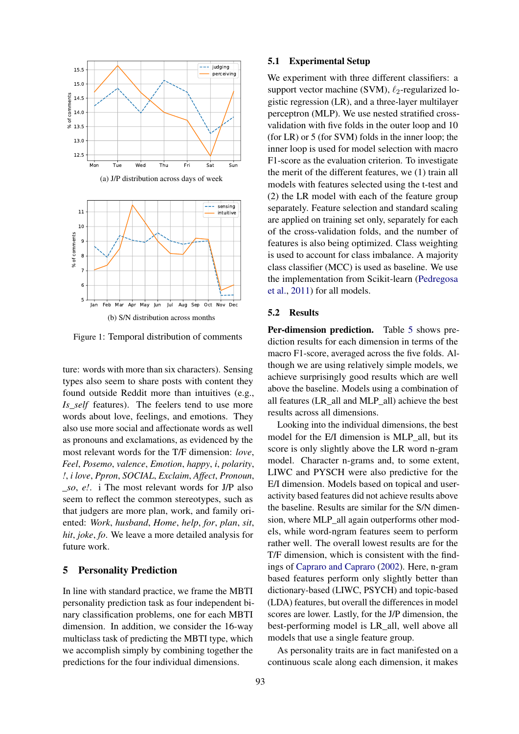15.5
15.0
14.5
14.0
13.5
13.0
12.5

% of comments

Mon Tue Wed Thu Fri Sat Sun

judging
perceiving

(a) J/P distribution across days of week

11
10
9
8
7
6
5

% of comments

Jan Feb Mar Apr May Jun Jul Aug Sep Oct Nov Dec

sensing
intuitive

(b) S/N distribution across months

Figure 1: Temporal distribution of comments

ture: words with more than six characters). Sensing types also seem to share posts with content they found outside Reddit more than intuitives (e.g., *Is_self* features). The feelers tend to use more words about love, feelings, and emotions. They also use more social and affectionate words as well as pronouns and exclamations, as evidenced by the most relevant words for the T/F dimension: *love*, *Feel*, *Posemo*, *valence*, *Emotion*, *happy*, *i*, *polarity*, *!*, *i love*, *Ppron*, *SOCIAL*, *Exclaim*, *Affect*, *Pronoun*, *_so*, *e!*. i The most relevant words for J/P also seem to reflect the common stereotypes, such as that judgers are more plan, work, and family oriented: *Work*, *husband*, *Home*, *help*, *for*, *plan*, *sit*, *hit*, *joke*, *fo*. We leave a more detailed analysis for future work.

# 5 Personality Prediction

In line with standard practice, we frame the MBTI personality prediction task as four independent binary classification problems, one for each MBTI dimension. In addition, we consider the 16-way multiclass task of predicting the MBTI type, which we accomplish simply by combining together the predictions for the four individual dimensions.

## 5.1 Experimental Setup

We experiment with three different classifiers: a support vector machine (SVM), $\ell_2$-regularized logistic regression (LR), and a three-layer multilayer perceptron (MLP). We use nested stratified cross-validation with five folds in the outer loop and 10 (for LR) or 5 (for SVM) folds in the inner loop; the inner loop is used for model selection with macro F1-score as the evaluation criterion. To investigate the merit of the different features, we (1) train all models with features selected using the t-test and (2) the LR model with each of the feature group separately. Feature selection and standard scaling are applied on training set only, separately for each of the cross-validation folds, and the number of features is also being optimized. Class weighting is used to account for class imbalance. A majority class classifier (MCC) is used as baseline. We use the implementation from Scikit-learn (Pedregosa et al., 2011) for all models.

## 5.2 Results

**Per-dimension prediction.** Table 5 shows prediction results for each dimension in terms of the macro F1-score, averaged across the five folds. Although we are using relatively simple models, we achieve surprisingly good results which are well above the baseline. Models using a combination of all features (LR_all and MLP_all) achieve the best results across all dimensions.

Looking into the individual dimensions, the best model for the E/I dimension is MLP_all, but its score is only slightly above the LR word n-gram model. Character n-grams and, to some extent, LIWC and PYSCH were also predictive for the E/I dimension. Models based on topical and user-activity based features did not achieve results above the baseline. Results are similar for the S/N dimension, where MLP_all again outperforms other models, while word-ngram features seem to perform rather well. The overall lowest results are for the T/F dimension, which is consistent with the findings of Capraro and Capraro (2002). Here, n-gram based features perform only slightly better than dictionary-based (LIWC, PSYCH) and topic-based (LDA) features, but overall the differences in model scores are lower. Lastly, for the J/P dimension, the best-performing model is LR_all, well above all models that use a single feature group.

As personality traits are in fact manifested on a continuous scale along each dimension, it makes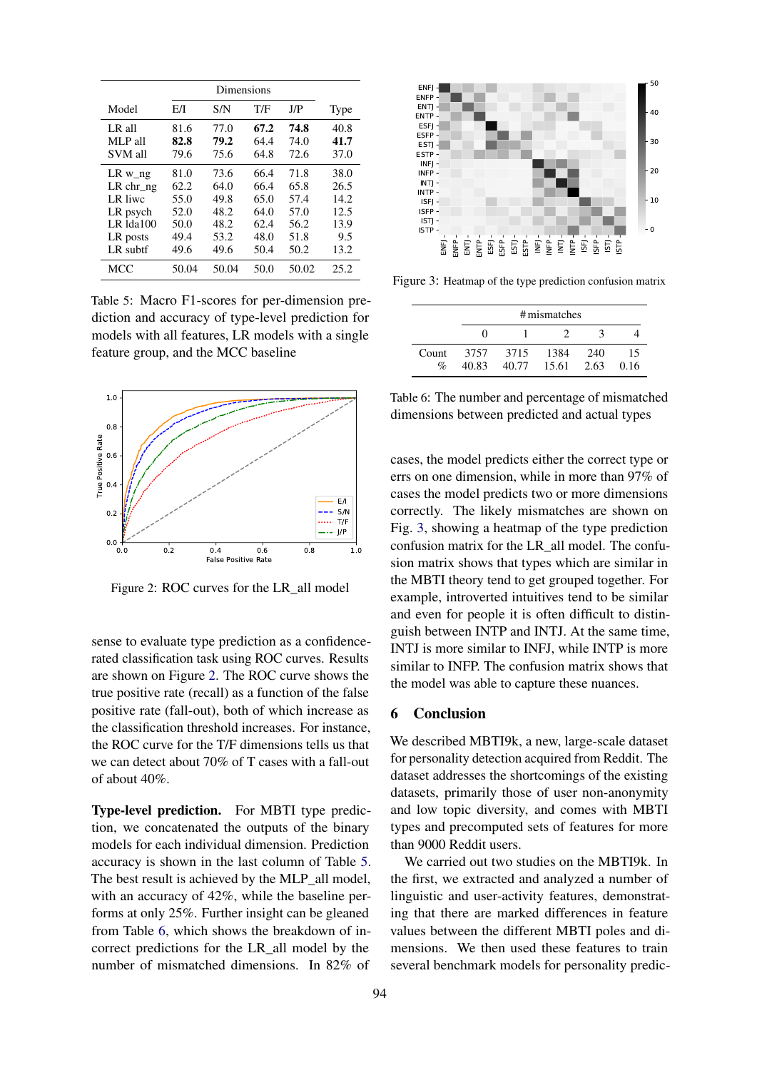| Model | Dimensions | | | | Type |
|---|---|---|---|---|---|
| | E/I | S/N | T/F | J/P | |
| LR all | 81.6 | 77.0 | **67.2** | **74.8** | 40.8 |
| MLP all | **82.8** | **79.2** | 64.4 | 74.0 | **41.7** |
| SVM all | 79.6 | 75.6 | 64.8 | 72.6 | 37.0 |
| LR w_ng | 81.0 | 73.6 | 66.4 | 71.8 | 38.0 |
| LR chr_ng | 62.2 | 64.0 | 66.4 | 65.8 | 26.5 |
| LR liwc | 55.0 | 49.8 | 65.0 | 57.4 | 14.2 |
| LR psych | 52.0 | 48.2 | 64.0 | 57.0 | 12.5 |
| LR lda100 | 50.0 | 48.2 | 62.4 | 56.2 | 13.9 |
| LR posts | 49.4 | 53.2 | 48.0 | 51.8 | 9.5 |
| LR subtf | 49.6 | 49.6 | 50.4 | 50.2 | 13.2 |
| MCC | 50.04 | 50.04 | 50.0 | 50.02 | 25.2 |

Table 5: Macro F1-scores for per-dimension prediction and accuracy of type-level prediction for models with all features, LR models with a single feature group, and the MCC baseline

1.0
0.8
0.6
0.4
0.2
0.0
True Positive Rate
0.0 0.2 0.4 0.6 0.8 1.0
False Positive Rate
E/I
S/N
T/F
J/P

Figure 2: ROC curves for the LR_all model

sense to evaluate type prediction as a confidence-rated classification task using ROC curves. Results are shown on Figure 2. The ROC curve shows the true positive rate (recall) as a function of the false positive rate (fall-out), both of which increase as the classification threshold increases. For instance, the ROC curve for the T/F dimensions tells us that we can detect about 70% of T cases with a fall-out of about 40%.

**Type-level prediction.** For MBTI type prediction, we concatenated the outputs of the binary models for each individual dimension. Prediction accuracy is shown in the last column of Table 5. The best result is achieved by the MLP_all model, with an accuracy of 42%, while the baseline performs at only 25%. Further insight can be gleaned from Table 6, which shows the breakdown of incorrect predictions for the LR_all model by the number of mismatched dimensions. In 82% of cases, the model predicts either the correct type or errs on one dimension, while in more than 97% of cases the model predicts two or more dimensions correctly. The likely mismatches are shown on Fig. 3, showing a heatmap of the type prediction confusion matrix for the LR_all model. The confusion matrix shows that types which are similar in the MBTI theory tend to get grouped together. For example, introverted intuitives tend to be similar and even for people it is often difficult to distinguish between INTP and INTJ. At the same time, INTJ is more similar to INFJ, while INTP is more similar to INFP. The confusion matrix shows that the model was able to capture these nuances.

ENFJ ENFP ENTJ ENTP ESFJ ESFP ESTJ ESTP INFJ INFP INTJ INTP ISFJ ISFP ISTJ ISTP
ENFJ ENFP ENTJ ENTP ESFJ ESFP ESTJ ESTP INFJ INFP INTJ INTP ISFJ ISFP ISTJ ISTP
50
40
30
20
10
0

Figure 3: Heatmap of the type prediction confusion matrix

| | # mismatches | | | | |
|---|---|---|---|---|---|
| | 0 | 1 | 2 | 3 | 4 |
| Count | 3757 | 3715 | 1384 | 240 | 15 |
| % | 40.83 | 40.77 | 15.61 | 2.63 | 0.16 |

Table 6: The number and percentage of mismatched dimensions between predicted and actual types

## 6 Conclusion

We described MBTI9k, a new, large-scale dataset for personality detection acquired from Reddit. The dataset addresses the shortcomings of the existing datasets, primarily those of user non-anonymity and low topic diversity, and comes with MBTI types and precomputed sets of features for more than 9000 Reddit users.

We carried out two studies on the MBTI9k. In the first, we extracted and analyzed a number of linguistic and user-activity features, demonstrating that there are marked differences in feature values between the different MBTI poles and dimensions. We then used these features to train several benchmark models for personality predic-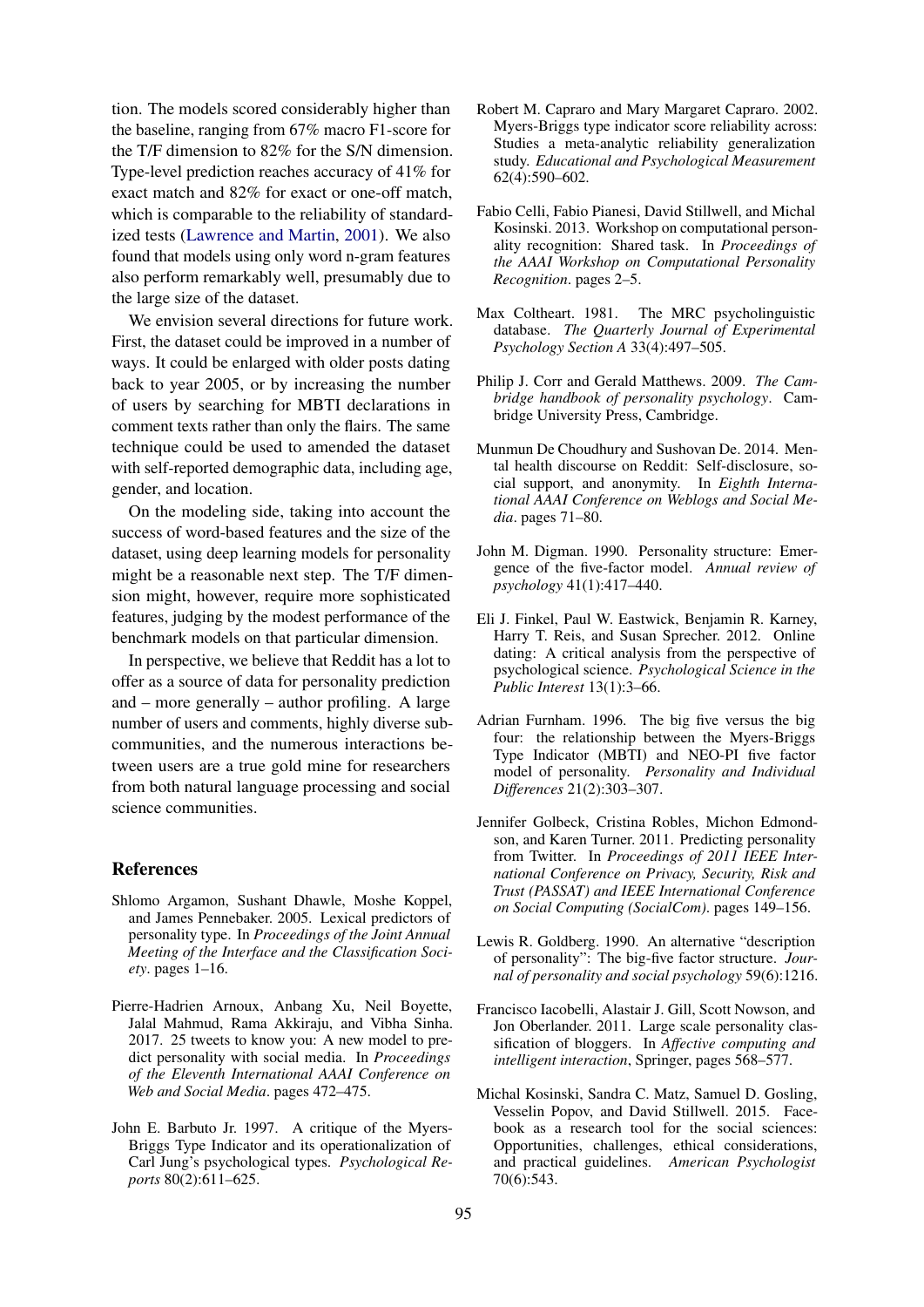tion. The models scored considerably higher than the baseline, ranging from 67% macro F1-score for the T/F dimension to 82% for the S/N dimension. Type-level prediction reaches accuracy of 41% for exact match and 82% for exact or one-off match, which is comparable to the reliability of standardized tests (Lawrence and Martin, 2001). We also found that models using only word n-gram features also perform remarkably well, presumably due to the large size of the dataset.

We envision several directions for future work. First, the dataset could be improved in a number of ways. It could be enlarged with older posts dating back to year 2005, or by increasing the number of users by searching for MBTI declarations in comment texts rather than only the flairs. The same technique could be used to amended the dataset with self-reported demographic data, including age, gender, and location.

On the modeling side, taking into account the success of word-based features and the size of the dataset, using deep learning models for personality might be a reasonable next step. The T/F dimension might, however, require more sophisticated features, judging by the modest performance of the benchmark models on that particular dimension.

In perspective, we believe that Reddit has a lot to offer as a source of data for personality prediction and – more generally – author profiling. A large number of users and comments, highly diverse subcommunities, and the numerous interactions between users are a true gold mine for researchers from both natural language processing and social science communities.

## References

Shlomo Argamon, Sushant Dhawle, Moshe Koppel, and James Pennebaker. 2005. Lexical predictors of personality type. In *Proceedings of the Joint Annual Meeting of the Interface and the Classification Society*. pages 1–16.

Pierre-Hadrien Arnoux, Anbang Xu, Neil Boyette, Jalal Mahmud, Rama Akkiraju, and Vibha Sinha. 2017. 25 tweets to know you: A new model to predict personality with social media. In *Proceedings of the Eleventh International AAAI Conference on Web and Social Media*. pages 472–475.

John E. Barbuto Jr. 1997. A critique of the Myers-Briggs Type Indicator and its operationalization of Carl Jung's psychological types. *Psychological Reports* 80(2):611–625.

Robert M. Capraro and Mary Margaret Capraro. 2002. Myers-Briggs type indicator score reliability across: Studies a meta-analytic reliability generalization study. *Educational and Psychological Measurement* 62(4):590–602.

Fabio Celli, Fabio Pianesi, David Stillwell, and Michal Kosinski. 2013. Workshop on computational personality recognition: Shared task. In *Proceedings of the AAAI Workshop on Computational Personality Recognition*. pages 2–5.

Max Coltheart. 1981. The MRC psycholinguistic database. *The Quarterly Journal of Experimental Psychology Section A* 33(4):497–505.

Philip J. Corr and Gerald Matthews. 2009. *The Cambridge handbook of personality psychology*. Cambridge University Press, Cambridge.

Munmun De Choudhury and Sushovan De. 2014. Mental health discourse on Reddit: Self-disclosure, social support, and anonymity. In *Eighth International AAAI Conference on Weblogs and Social Media*. pages 71–80.

John M. Digman. 1990. Personality structure: Emergence of the five-factor model. *Annual review of psychology* 41(1):417–440.

Eli J. Finkel, Paul W. Eastwick, Benjamin R. Karney, Harry T. Reis, and Susan Sprecher. 2012. Online dating: A critical analysis from the perspective of psychological science. *Psychological Science in the Public Interest* 13(1):3–66.

Adrian Furnham. 1996. The big five versus the big four: the relationship between the Myers-Briggs Type Indicator (MBTI) and NEO-PI five factor model of personality. *Personality and Individual Differences* 21(2):303–307.

Jennifer Golbeck, Cristina Robles, Michon Edmondson, and Karen Turner. 2011. Predicting personality from Twitter. In *Proceedings of 2011 IEEE International Conference on Privacy, Security, Risk and Trust (PASSAT) and IEEE International Conference on Social Computing (SocialCom)*. pages 149–156.

Lewis R. Goldberg. 1990. An alternative "description of personality": The big-five factor structure. *Journal of personality and social psychology* 59(6):1216.

Francisco Iacobelli, Alastair J. Gill, Scott Nowson, and Jon Oberlander. 2011. Large scale personality classification of bloggers. In *Affective computing and intelligent interaction*, Springer, pages 568–577.

Michal Kosinski, Sandra C. Matz, Samuel D. Gosling, Vesselin Popov, and David Stillwell. 2015. Facebook as a research tool for the social sciences: Opportunities, challenges, ethical considerations, and practical guidelines. *American Psychologist* 70(6):543.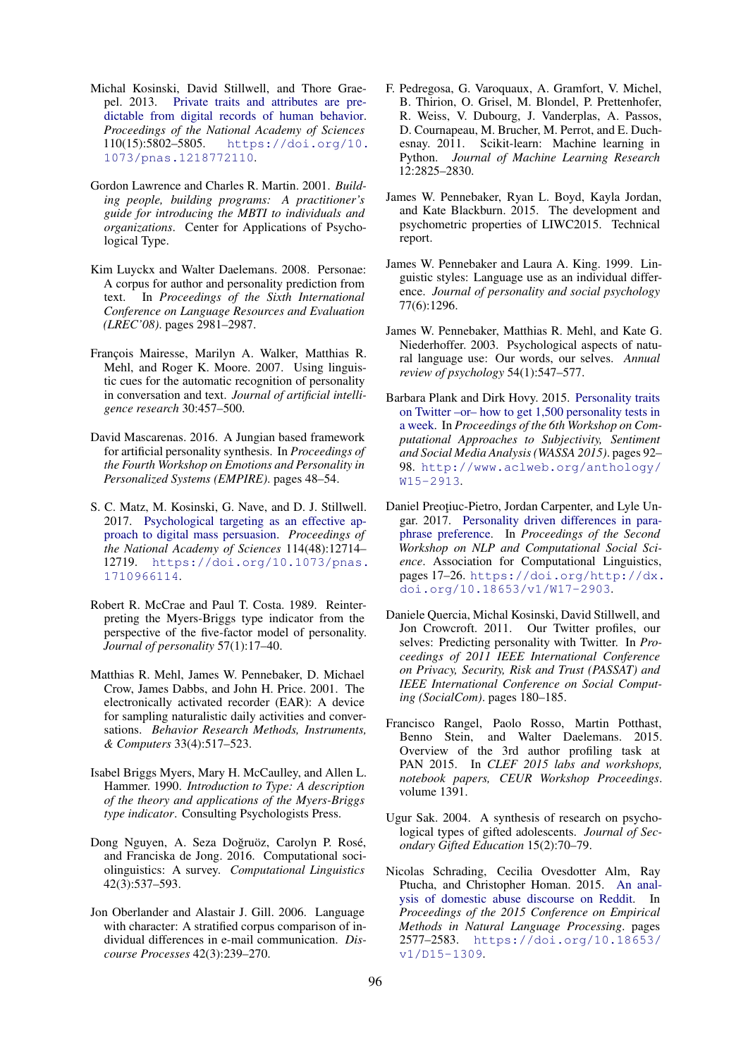Michal Kosinski, David Stillwell, and Thore Graepel. 2013. Private traits and attributes are predictable from digital records of human behavior. *Proceedings of the National Academy of Sciences* 110(15):5802–5805. https://doi.org/10.1073/pnas.1218772110.

Gordon Lawrence and Charles R. Martin. 2001. *Building people, building programs: A practitioner's guide for introducing the MBTI to individuals and organizations*. Center for Applications of Psychological Type.

Kim Luyckx and Walter Daelemans. 2008. Personae: A corpus for author and personality prediction from text. In *Proceedings of the Sixth International Conference on Language Resources and Evaluation (LREC'08)*. pages 2981–2987.

François Mairesse, Marilyn A. Walker, Matthias R. Mehl, and Roger K. Moore. 2007. Using linguistic cues for the automatic recognition of personality in conversation and text. *Journal of artificial intelligence research* 30:457–500.

David Mascarenas. 2016. A Jungian based framework for artificial personality synthesis. In *Proceedings of the Fourth Workshop on Emotions and Personality in Personalized Systems (EMPIRE)*. pages 48–54.

S. C. Matz, M. Kosinski, G. Nave, and D. J. Stillwell. 2017. Psychological targeting as an effective approach to digital mass persuasion. *Proceedings of the National Academy of Sciences* 114(48):12714–12719. https://doi.org/10.1073/pnas.1710966114.

Robert R. McCrae and Paul T. Costa. 1989. Reinterpreting the Myers-Briggs type indicator from the perspective of the five-factor model of personality. *Journal of personality* 57(1):17–40.

Matthias R. Mehl, James W. Pennebaker, D. Michael Crow, James Dabbs, and John H. Price. 2001. The electronically activated recorder (EAR): A device for sampling naturalistic daily activities and conversations. *Behavior Research Methods, Instruments, & Computers* 33(4):517–523.

Isabel Briggs Myers, Mary H. McCaulley, and Allen L. Hammer. 1990. *Introduction to Type: A description of the theory and applications of the Myers-Briggs type indicator*. Consulting Psychologists Press.

Dong Nguyen, A. Seza Doğruöz, Carolyn P. Rosé, and Franciska de Jong. 2016. Computational sociolinguistics: A survey. *Computational Linguistics* 42(3):537–593.

Jon Oberlander and Alastair J. Gill. 2006. Language with character: A stratified corpus comparison of individual differences in e-mail communication. *Discourse Processes* 42(3):239–270.

F. Pedregosa, G. Varoquaux, A. Gramfort, V. Michel, B. Thirion, O. Grisel, M. Blondel, P. Prettenhofer, R. Weiss, V. Dubourg, J. Vanderplas, A. Passos, D. Cournapeau, M. Brucher, M. Perrot, and E. Duchesnay. 2011. Scikit-learn: Machine learning in Python. *Journal of Machine Learning Research* 12:2825–2830.

James W. Pennebaker, Ryan L. Boyd, Kayla Jordan, and Kate Blackburn. 2015. The development and psychometric properties of LIWC2015. Technical report.

James W. Pennebaker and Laura A. King. 1999. Linguistic styles: Language use as an individual difference. *Journal of personality and social psychology* 77(6):1296.

James W. Pennebaker, Matthias R. Mehl, and Kate G. Niederhoffer. 2003. Psychological aspects of natural language use: Our words, our selves. *Annual review of psychology* 54(1):547–577.

Barbara Plank and Dirk Hovy. 2015. Personality traits on Twitter –or– how to get 1,500 personality tests in a week. In *Proceedings of the 6th Workshop on Computational Approaches to Subjectivity, Sentiment and Social Media Analysis (WASSA 2015)*. pages 92–98. http://www.aclweb.org/anthology/W15-2913.

Daniel Preoţiuc-Pietro, Jordan Carpenter, and Lyle Ungar. 2017. Personality driven differences in paraphrase preference. In *Proceedings of the Second Workshop on NLP and Computational Social Science*. Association for Computational Linguistics, pages 17–26. https://doi.org/http://dx.doi.org/10.18653/v1/W17-2903.

Daniele Quercia, Michal Kosinski, David Stillwell, and Jon Crowcroft. 2011. Our Twitter profiles, our selves: Predicting personality with Twitter. In *Proceedings of 2011 IEEE International Conference on Privacy, Security, Risk and Trust (PASSAT) and IEEE International Conference on Social Computing (SocialCom)*. pages 180–185.

Francisco Rangel, Paolo Rosso, Martin Potthast, Benno Stein, and Walter Daelemans. 2015. Overview of the 3rd author profiling task at PAN 2015. In *CLEF 2015 labs and workshops, notebook papers, CEUR Workshop Proceedings*. volume 1391.

Ugur Sak. 2004. A synthesis of research on psychological types of gifted adolescents. *Journal of Secondary Gifted Education* 15(2):70–79.

Nicolas Schrading, Cecilia Ovesdotter Alm, Ray Ptucha, and Christopher Homan. 2015. An analysis of domestic abuse discourse on Reddit. In *Proceedings of the 2015 Conference on Empirical Methods in Natural Language Processing*. pages 2577–2583. https://doi.org/10.18653/v1/D15-1309.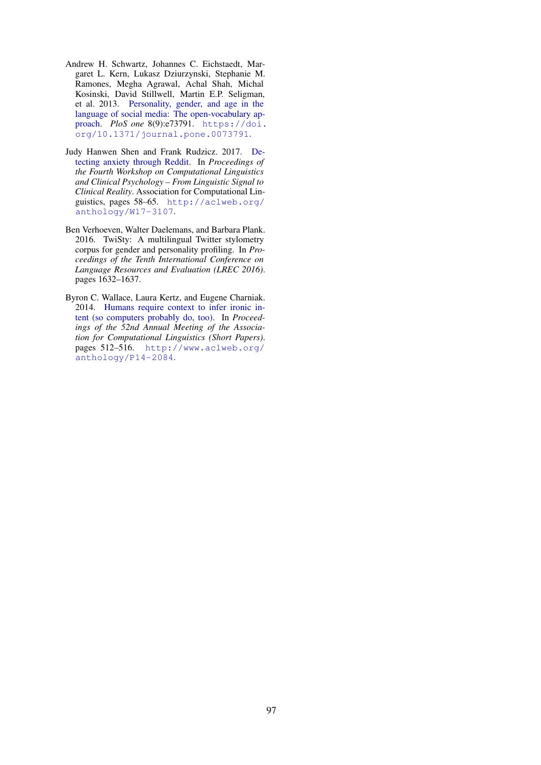Andrew H. Schwartz, Johannes C. Eichstaedt, Margaret L. Kern, Lukasz Dziurzynski, Stephanie M. Ramones, Megha Agrawal, Achal Shah, Michal Kosinski, David Stillwell, Martin E.P. Seligman, et al. 2013. Personality, gender, and age in the language of social media: The open-vocabulary approach. *PloS one* 8(9):e73791. https://doi.org/10.1371/journal.pone.0073791.

Judy Hanwen Shen and Frank Rudzicz. 2017. Detecting anxiety through Reddit. In *Proceedings of the Fourth Workshop on Computational Linguistics and Clinical Psychology – From Linguistic Signal to Clinical Reality*. Association for Computational Linguistics, pages 58–65. http://aclweb.org/anthology/W17-3107.

Ben Verhoeven, Walter Daelemans, and Barbara Plank. 2016. TwiSty: A multilingual Twitter stylometry corpus for gender and personality profiling. In *Proceedings of the Tenth International Conference on Language Resources and Evaluation (LREC 2016)*. pages 1632–1637.

Byron C. Wallace, Laura Kertz, and Eugene Charniak. 2014. Humans require context to infer ironic intent (so computers probably do, too). In *Proceedings of the 52nd Annual Meeting of the Association for Computational Linguistics (Short Papers)*. pages 512–516. http://www.aclweb.org/anthology/P14-2084.